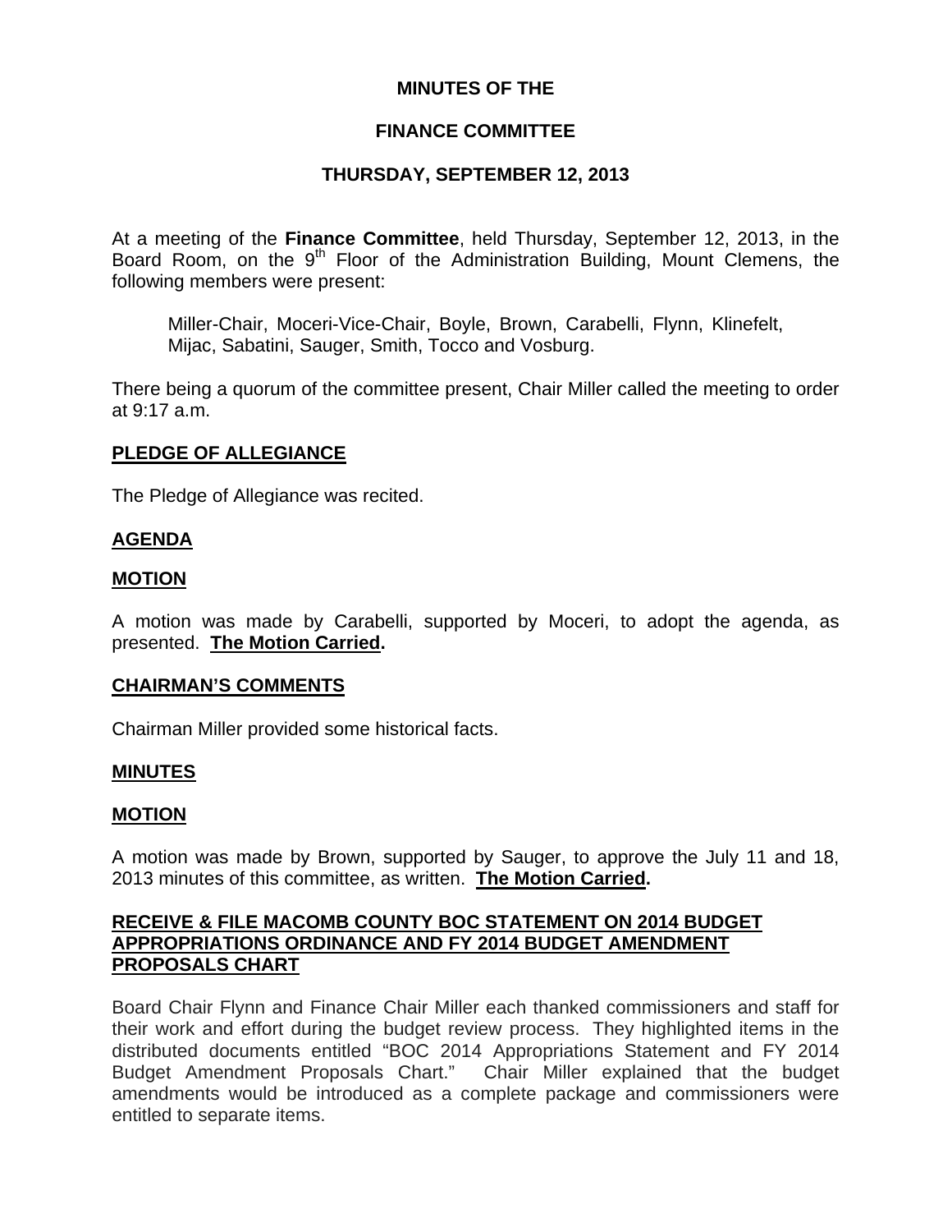# MINUTES OF THE

# FINANCE COMMITTEE

# THURSDAY, SEPTEMBER 12, 2013

At a meeting of the **Finance Committee**, held Thursday, September 12, 2013, in the Board Room, on the 9th Floor of the Administration Building, Mount Clemens, the following members were present:

> Miller-Chair, Moceri-Vice-Chair, Boyle, Brown, Carabelli, Flynn, Klinefelt, Mijac, Sabatini, Sauger, Smith, Tocco and Vosburg.

There being a quorum of the committee present, Chair Miller called the meeting to order at 9:17 a.m.

## PLEDGE OF ALLEGIANCE

The Pledge of Allegiance was recited.

## AGENDA

## MOTION

A motion was made by Carabelli, supported by Moceri, to adopt the agenda, as presented. **The Motion Carried.**

## CHAIRMAN'S COMMENTS

Chairman Miller provided some historical facts.

## MINUTES

## MOTION

A motion was made by Brown, supported by Sauger, to approve the July 11 and 18, 2013 minutes of this committee, as written. **The Motion Carried.**

## RECEIVE & FILE MACOMB COUNTY BOC STATEMENT ON 2014 BUDGET APPROPRIATIONS ORDINANCE AND FY 2014 BUDGET AMENDMENT PROPOSALS CHART

Board Chair Flynn and Finance Chair Miller each thanked commissioners and staff for their work and effort during the budget review process. They highlighted items in the distributed documents entitled "BOC 2014 Appropriations Statement and FY 2014 Budget Amendment Proposals Chart." Chair Miller explained that the budget amendments would be introduced as a complete package and commissioners were entitled to separate items.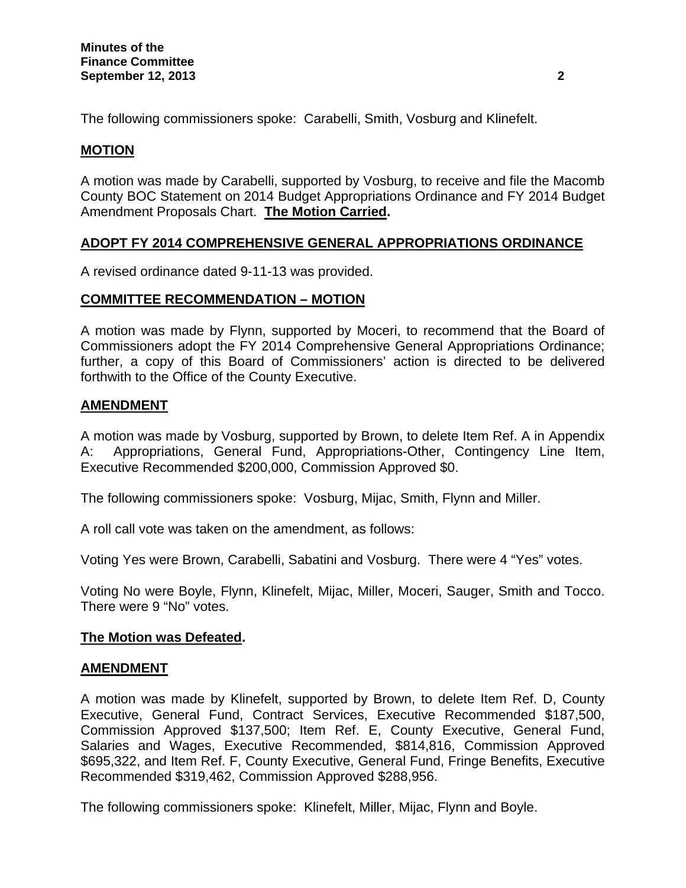The following commissioners spoke: Carabelli, Smith, Vosburg and Klinefelt.

**MOTION**

A motion was made by Carabelli, supported by Vosburg, to receive and file the Macomb County BOC Statement on 2014 Budget Appropriations Ordinance and FY 2014 Budget Amendment Proposals Chart. **The Motion Carried.**

**ADOPT FY 2014 COMPREHENSIVE GENERAL APPROPRIATIONS ORDINANCE**

A revised ordinance dated 9-11-13 was provided.

**COMMITTEE RECOMMENDATION – MOTION**

A motion was made by Flynn, supported by Moceri, to recommend that the Board of Commissioners adopt the FY 2014 Comprehensive General Appropriations Ordinance; further, a copy of this Board of Commissioners' action is directed to be delivered forthwith to the Office of the County Executive.

**AMENDMENT**

A motion was made by Vosburg, supported by Brown, to delete Item Ref. A in Appendix A: Appropriations, General Fund, Appropriations-Other, Contingency Line Item, Executive Recommended $200,000, Commission Approved $0.

The following commissioners spoke: Vosburg, Mijac, Smith, Flynn and Miller.

A roll call vote was taken on the amendment, as follows:

Voting Yes were Brown, Carabelli, Sabatini and Vosburg. There were 4 "Yes" votes.

Voting No were Boyle, Flynn, Klinefelt, Mijac, Miller, Moceri, Sauger, Smith and Tocco. There were 9 "No" votes.

**The Motion was Defeated.**

**AMENDMENT**

A motion was made by Klinefelt, supported by Brown, to delete Item Ref. D, County Executive, General Fund, Contract Services, Executive Recommended $187,500, Commission Approved $137,500; Item Ref. E, County Executive, General Fund, Salaries and Wages, Executive Recommended, $814,816, Commission Approved $695,322, and Item Ref. F, County Executive, General Fund, Fringe Benefits, Executive Recommended $319,462, Commission Approved $288,956.

The following commissioners spoke: Klinefelt, Miller, Mijac, Flynn and Boyle.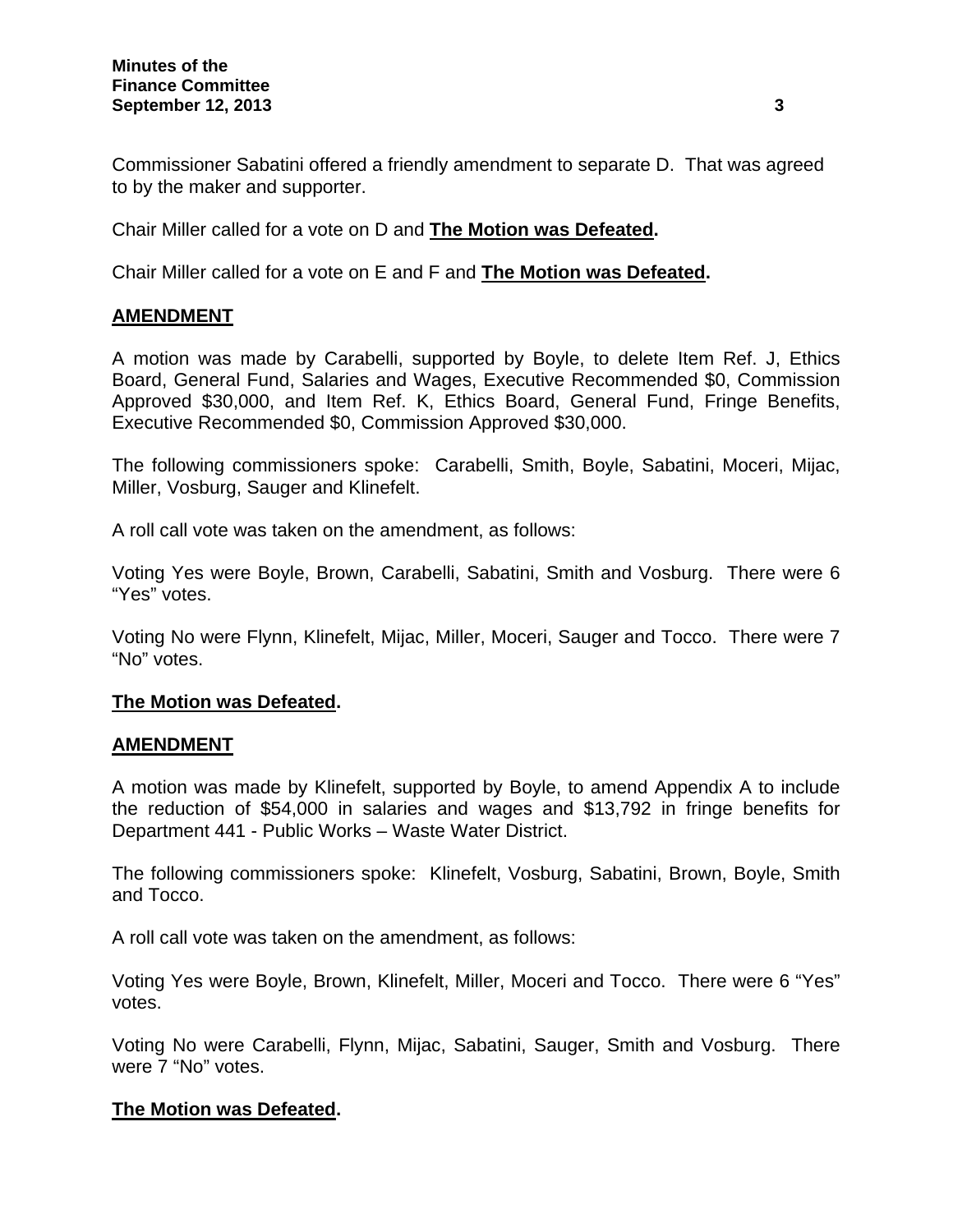Commissioner Sabatini offered a friendly amendment to separate D. That was agreed to by the maker and supporter.

Chair Miller called for a vote on D and **The Motion was Defeated.**

Chair Miller called for a vote on E and F and **The Motion was Defeated.**

**AMENDMENT**

A motion was made by Carabelli, supported by Boyle, to delete Item Ref. J, Ethics Board, General Fund, Salaries and Wages, Executive Recommended $0, Commission Approved $30,000, and Item Ref. K, Ethics Board, General Fund, Fringe Benefits, Executive Recommended $0, Commission Approved $30,000.

The following commissioners spoke: Carabelli, Smith, Boyle, Sabatini, Moceri, Mijac, Miller, Vosburg, Sauger and Klinefelt.

A roll call vote was taken on the amendment, as follows:

Voting Yes were Boyle, Brown, Carabelli, Sabatini, Smith and Vosburg. There were 6 "Yes" votes.

Voting No were Flynn, Klinefelt, Mijac, Miller, Moceri, Sauger and Tocco. There were 7 "No" votes.

**The Motion was Defeated.**

**AMENDMENT**

A motion was made by Klinefelt, supported by Boyle, to amend Appendix A to include the reduction of $54,000 in salaries and wages and $13,792 in fringe benefits for Department 441 - Public Works – Waste Water District.

The following commissioners spoke: Klinefelt, Vosburg, Sabatini, Brown, Boyle, Smith and Tocco.

A roll call vote was taken on the amendment, as follows:

Voting Yes were Boyle, Brown, Klinefelt, Miller, Moceri and Tocco. There were 6 "Yes" votes.

Voting No were Carabelli, Flynn, Mijac, Sabatini, Sauger, Smith and Vosburg. There were 7 "No" votes.

**The Motion was Defeated.**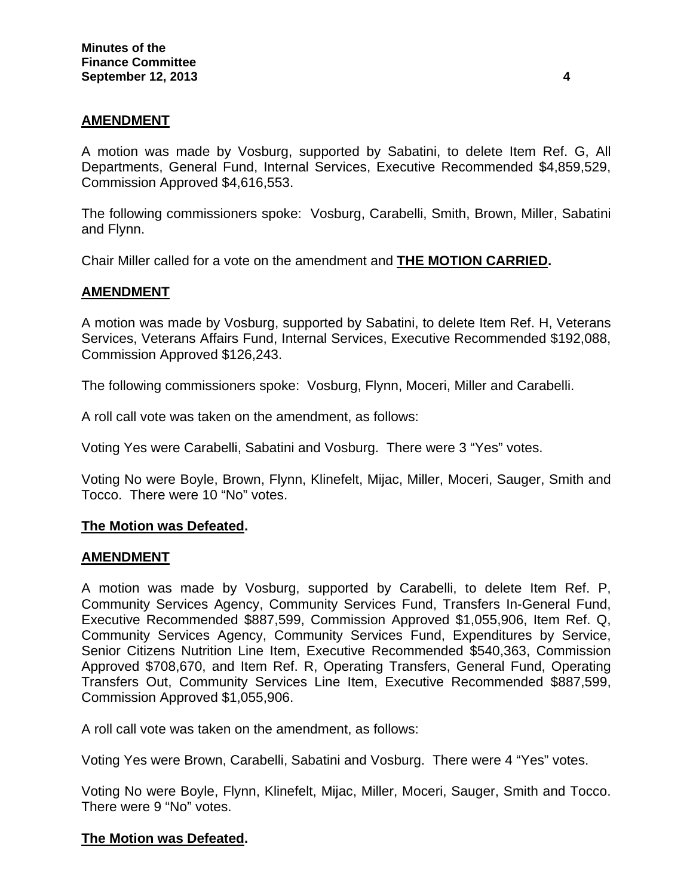**AMENDMENT**

A motion was made by Vosburg, supported by Sabatini, to delete Item Ref. G, All Departments, General Fund, Internal Services, Executive Recommended $4,859,529, Commission Approved $4,616,553.

The following commissioners spoke: Vosburg, Carabelli, Smith, Brown, Miller, Sabatini and Flynn.

Chair Miller called for a vote on the amendment and **THE MOTION CARRIED.**

**AMENDMENT**

A motion was made by Vosburg, supported by Sabatini, to delete Item Ref. H, Veterans Services, Veterans Affairs Fund, Internal Services, Executive Recommended $192,088, Commission Approved $126,243.

The following commissioners spoke: Vosburg, Flynn, Moceri, Miller and Carabelli.

A roll call vote was taken on the amendment, as follows:

Voting Yes were Carabelli, Sabatini and Vosburg. There were 3 "Yes" votes.

Voting No were Boyle, Brown, Flynn, Klinefelt, Mijac, Miller, Moceri, Sauger, Smith and Tocco. There were 10 "No" votes.

**The Motion was Defeated.**

**AMENDMENT**

A motion was made by Vosburg, supported by Carabelli, to delete Item Ref. P, Community Services Agency, Community Services Fund, Transfers In-General Fund, Executive Recommended $887,599, Commission Approved $1,055,906, Item Ref. Q, Community Services Agency, Community Services Fund, Expenditures by Service, Senior Citizens Nutrition Line Item, Executive Recommended $540,363, Commission Approved $708,670, and Item Ref. R, Operating Transfers, General Fund, Operating Transfers Out, Community Services Line Item, Executive Recommended $887,599, Commission Approved $1,055,906.

A roll call vote was taken on the amendment, as follows:

Voting Yes were Brown, Carabelli, Sabatini and Vosburg. There were 4 "Yes" votes.

Voting No were Boyle, Flynn, Klinefelt, Mijac, Miller, Moceri, Sauger, Smith and Tocco. There were 9 "No" votes.

**The Motion was Defeated.**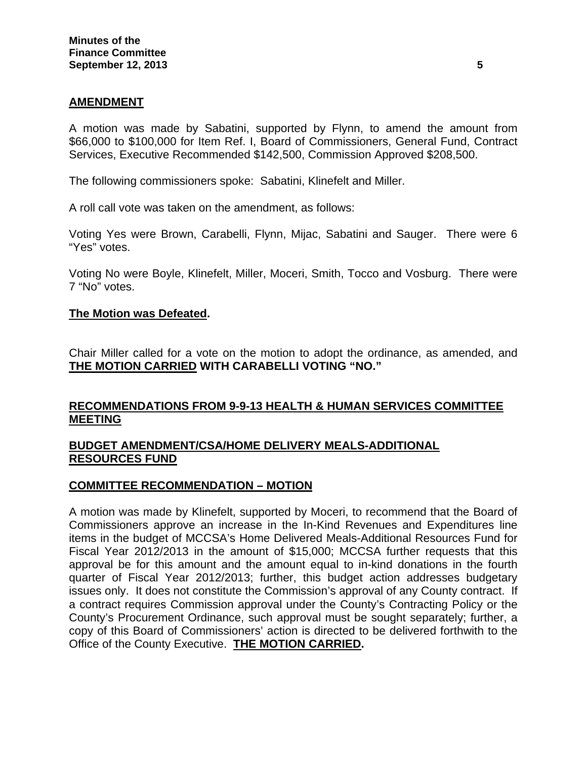**AMENDMENT**

A motion was made by Sabatini, supported by Flynn, to amend the amount from $66,000 to $100,000 for Item Ref. I, Board of Commissioners, General Fund, Contract Services, Executive Recommended $142,500, Commission Approved $208,500.

The following commissioners spoke: Sabatini, Klinefelt and Miller.

A roll call vote was taken on the amendment, as follows:

Voting Yes were Brown, Carabelli, Flynn, Mijac, Sabatini and Sauger. There were 6 "Yes" votes.

Voting No were Boyle, Klinefelt, Miller, Moceri, Smith, Tocco and Vosburg. There were 7 "No" votes.

**The Motion was Defeated.**

Chair Miller called for a vote on the motion to adopt the ordinance, as amended, and **THE MOTION CARRIED WITH CARABELLI VOTING "NO."**

**RECOMMENDATIONS FROM 9-9-13 HEALTH & HUMAN SERVICES COMMITTEE MEETING**

**BUDGET AMENDMENT/CSA/HOME DELIVERY MEALS-ADDITIONAL RESOURCES FUND**

**COMMITTEE RECOMMENDATION – MOTION**

A motion was made by Klinefelt, supported by Moceri, to recommend that the Board of Commissioners approve an increase in the In-Kind Revenues and Expenditures line items in the budget of MCCSA's Home Delivered Meals-Additional Resources Fund for Fiscal Year 2012/2013 in the amount of $15,000; MCCSA further requests that this approval be for this amount and the amount equal to in-kind donations in the fourth quarter of Fiscal Year 2012/2013; further, this budget action addresses budgetary issues only. It does not constitute the Commission's approval of any County contract. If a contract requires Commission approval under the County's Contracting Policy or the County's Procurement Ordinance, such approval must be sought separately; further, a copy of this Board of Commissioners' action is directed to be delivered forthwith to the Office of the County Executive. **THE MOTION CARRIED.**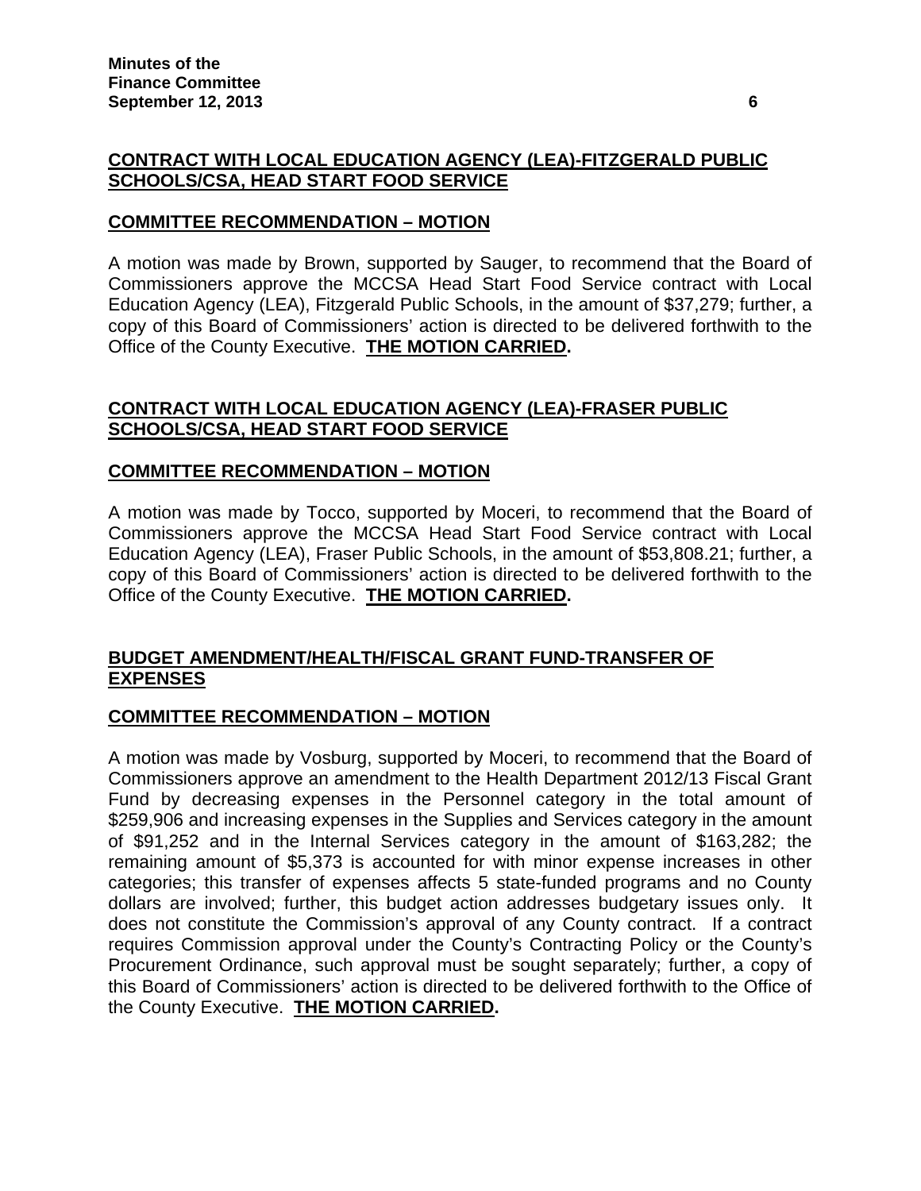**CONTRACT WITH LOCAL EDUCATION AGENCY (LEA)-FITZGERALD PUBLIC SCHOOLS/CSA, HEAD START FOOD SERVICE**

**COMMITTEE RECOMMENDATION – MOTION**

A motion was made by Brown, supported by Sauger, to recommend that the Board of Commissioners approve the MCCSA Head Start Food Service contract with Local Education Agency (LEA), Fitzgerald Public Schools, in the amount of $37,279; further, a copy of this Board of Commissioners' action is directed to be delivered forthwith to the Office of the County Executive. **THE MOTION CARRIED.**

**CONTRACT WITH LOCAL EDUCATION AGENCY (LEA)-FRASER PUBLIC SCHOOLS/CSA, HEAD START FOOD SERVICE**

**COMMITTEE RECOMMENDATION – MOTION**

A motion was made by Tocco, supported by Moceri, to recommend that the Board of Commissioners approve the MCCSA Head Start Food Service contract with Local Education Agency (LEA), Fraser Public Schools, in the amount of $53,808.21; further, a copy of this Board of Commissioners' action is directed to be delivered forthwith to the Office of the County Executive. **THE MOTION CARRIED.**

**BUDGET AMENDMENT/HEALTH/FISCAL GRANT FUND-TRANSFER OF EXPENSES**

**COMMITTEE RECOMMENDATION – MOTION**

A motion was made by Vosburg, supported by Moceri, to recommend that the Board of Commissioners approve an amendment to the Health Department 2012/13 Fiscal Grant Fund by decreasing expenses in the Personnel category in the total amount of $259,906 and increasing expenses in the Supplies and Services category in the amount of $91,252 and in the Internal Services category in the amount of $163,282; the remaining amount of $5,373 is accounted for with minor expense increases in other categories; this transfer of expenses affects 5 state-funded programs and no County dollars are involved; further, this budget action addresses budgetary issues only. It does not constitute the Commission's approval of any County contract. If a contract requires Commission approval under the County's Contracting Policy or the County's Procurement Ordinance, such approval must be sought separately; further, a copy of this Board of Commissioners' action is directed to be delivered forthwith to the Office of the County Executive. **THE MOTION CARRIED.**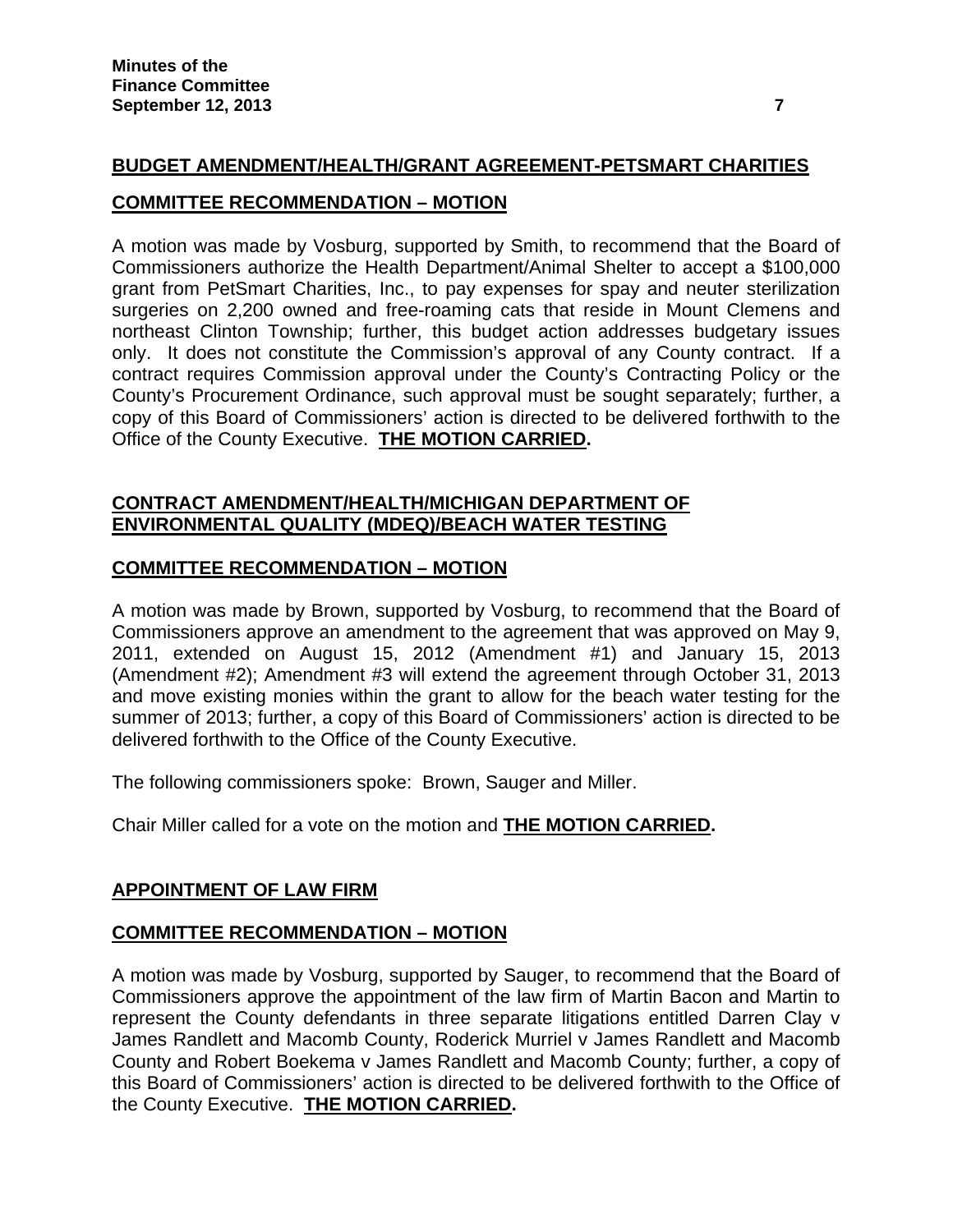**BUDGET AMENDMENT/HEALTH/GRANT AGREEMENT-PETSMART CHARITIES**

**COMMITTEE RECOMMENDATION – MOTION**

A motion was made by Vosburg, supported by Smith, to recommend that the Board of Commissioners authorize the Health Department/Animal Shelter to accept a $100,000 grant from PetSmart Charities, Inc., to pay expenses for spay and neuter sterilization surgeries on 2,200 owned and free-roaming cats that reside in Mount Clemens and northeast Clinton Township; further, this budget action addresses budgetary issues only. It does not constitute the Commission's approval of any County contract. If a contract requires Commission approval under the County's Contracting Policy or the County's Procurement Ordinance, such approval must be sought separately; further, a copy of this Board of Commissioners' action is directed to be delivered forthwith to the Office of the County Executive. **THE MOTION CARRIED.**

**CONTRACT AMENDMENT/HEALTH/MICHIGAN DEPARTMENT OF ENVIRONMENTAL QUALITY (MDEQ)/BEACH WATER TESTING**

**COMMITTEE RECOMMENDATION – MOTION**

A motion was made by Brown, supported by Vosburg, to recommend that the Board of Commissioners approve an amendment to the agreement that was approved on May 9, 2011, extended on August 15, 2012 (Amendment #1) and January 15, 2013 (Amendment #2); Amendment #3 will extend the agreement through October 31, 2013 and move existing monies within the grant to allow for the beach water testing for the summer of 2013; further, a copy of this Board of Commissioners' action is directed to be delivered forthwith to the Office of the County Executive.

The following commissioners spoke: Brown, Sauger and Miller.

Chair Miller called for a vote on the motion and **THE MOTION CARRIED.**

**APPOINTMENT OF LAW FIRM**

**COMMITTEE RECOMMENDATION – MOTION**

A motion was made by Vosburg, supported by Sauger, to recommend that the Board of Commissioners approve the appointment of the law firm of Martin Bacon and Martin to represent the County defendants in three separate litigations entitled Darren Clay v James Randlett and Macomb County, Roderick Murriel v James Randlett and Macomb County and Robert Boekema v James Randlett and Macomb County; further, a copy of this Board of Commissioners' action is directed to be delivered forthwith to the Office of the County Executive. **THE MOTION CARRIED.**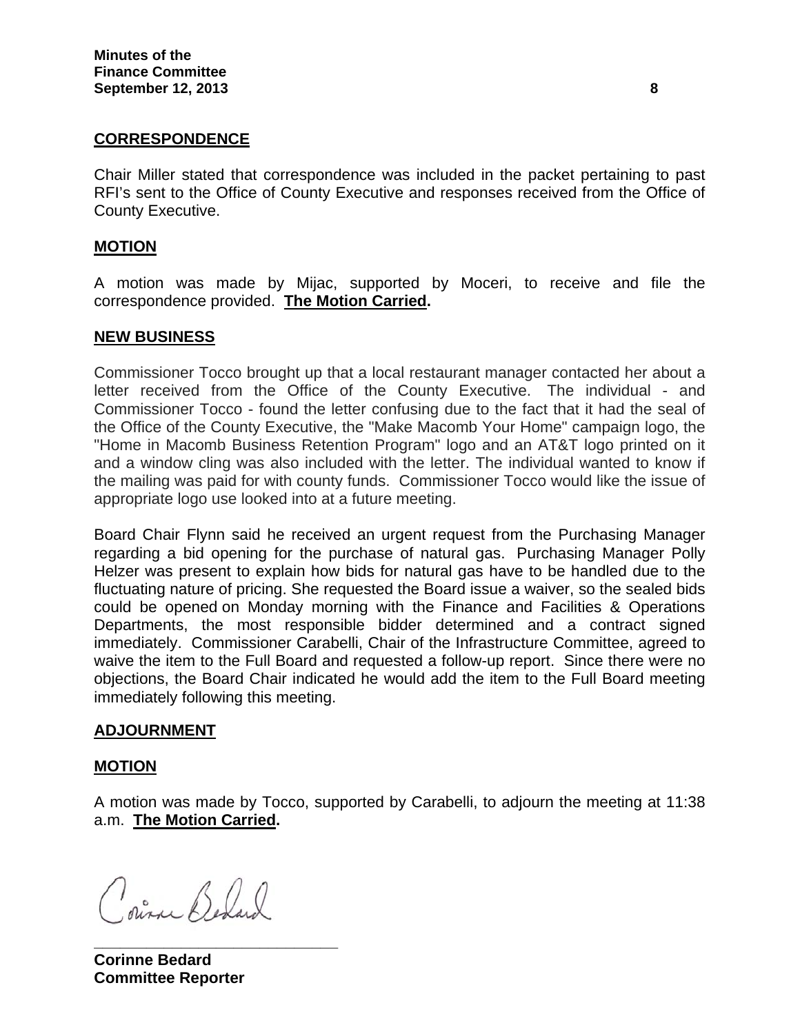## CORRESPONDENCE

Chair Miller stated that correspondence was included in the packet pertaining to past RFI's sent to the Office of County Executive and responses received from the Office of County Executive.

## MOTION

A motion was made by Mijac, supported by Moceri, to receive and file the correspondence provided. **The Motion Carried.**

## NEW BUSINESS

Commissioner Tocco brought up that a local restaurant manager contacted her about a letter received from the Office of the County Executive. The individual - and Commissioner Tocco - found the letter confusing due to the fact that it had the seal of the Office of the County Executive, the "Make Macomb Your Home" campaign logo, the "Home in Macomb Business Retention Program" logo and an AT&T logo printed on it and a window cling was also included with the letter. The individual wanted to know if the mailing was paid for with county funds. Commissioner Tocco would like the issue of appropriate logo use looked into at a future meeting.

Board Chair Flynn said he received an urgent request from the Purchasing Manager regarding a bid opening for the purchase of natural gas. Purchasing Manager Polly Helzer was present to explain how bids for natural gas have to be handled due to the fluctuating nature of pricing. She requested the Board issue a waiver, so the sealed bids could be opened on Monday morning with the Finance and Facilities & Operations Departments, the most responsible bidder determined and a contract signed immediately. Commissioner Carabelli, Chair of the Infrastructure Committee, agreed to waive the item to the Full Board and requested a follow-up report. Since there were no objections, the Board Chair indicated he would add the item to the Full Board meeting immediately following this meeting.

## ADJOURNMENT

## MOTION

A motion was made by Tocco, supported by Carabelli, to adjourn the meeting at 11:38 a.m. **The Motion Carried.**

Corinne Bedard

______________________________

**Corinne Bedard**
**Committee Reporter**